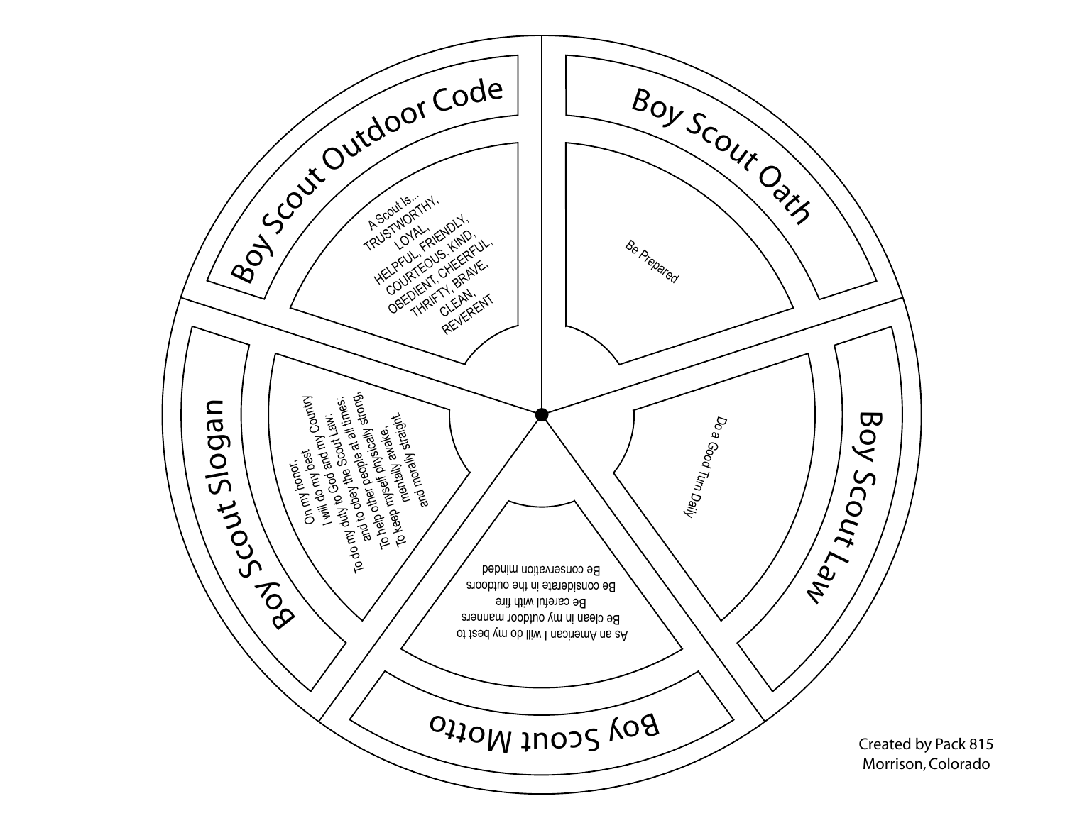## Boy Scout Outdoor Code

A Scout Is...
TRUSTWORTHY,
LOYAL,
HELPFUL, FRIENDLY,
COURTEOUS, KIND,
OBEDIENT, CHEERFUL,
THRIFTY, BRAVE,
CLEAN,
REVERENT

## Boy Scout Oath

Be Prepared

## Boy Scout Law

Do a Good Turn Daily

## Boy Scout Motto

As an American I will do my best to
Be clean in my outdoor manners
Be careful with fire
Be considerate in the outdoors
Be conservation minded

## Boy Scout Slogan

On my honor,
I will do my best
To do my duty to God and my Country
and to obey the Scout Law;
To help other people at all times;
To keep myself physically strong,
mentally awake,
and morally straight.

Created by Pack 815
Morrison, Colorado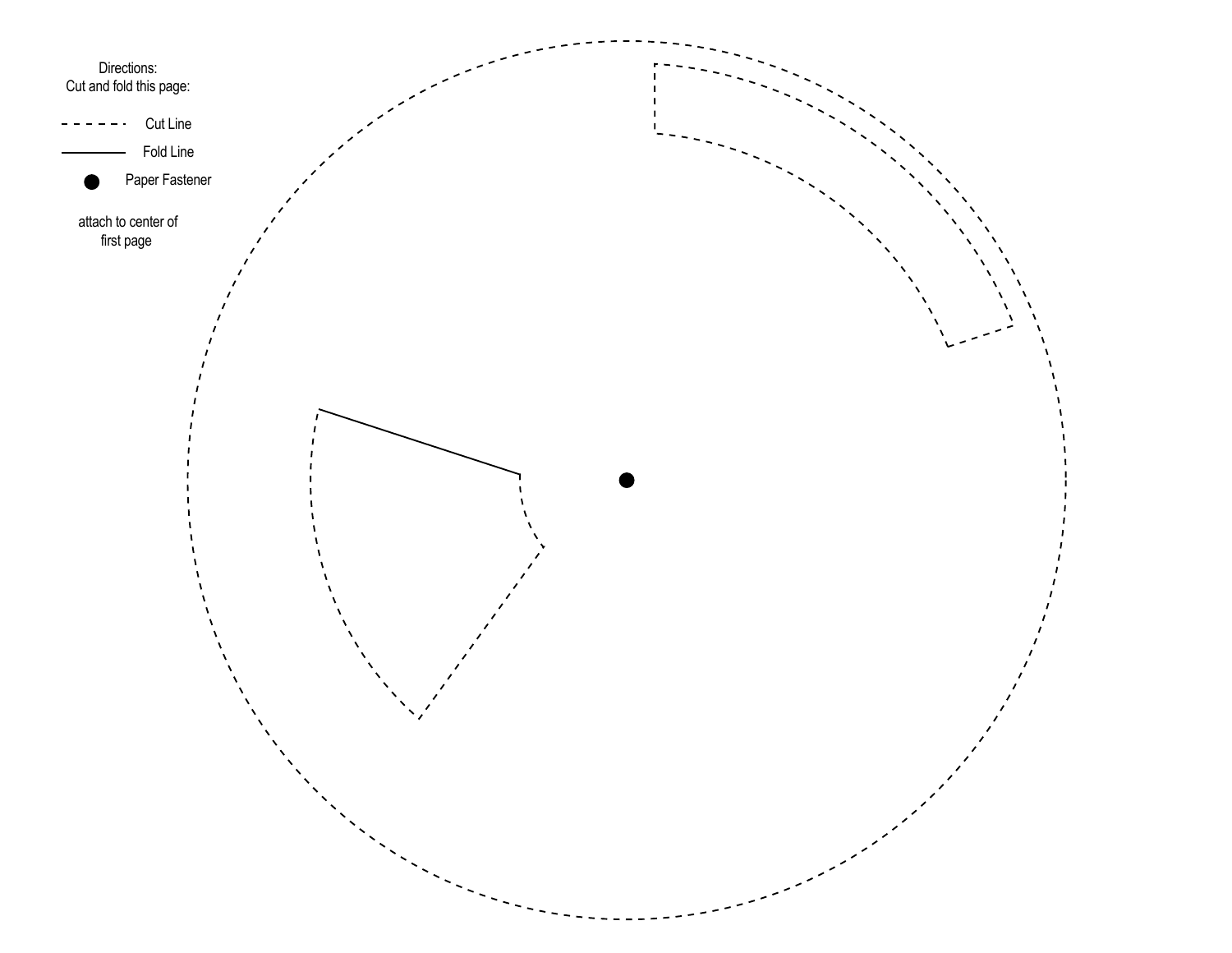Directions:
Cut and fold this page:

Cut Line

Fold Line

Paper Fastener

attach to center of first page